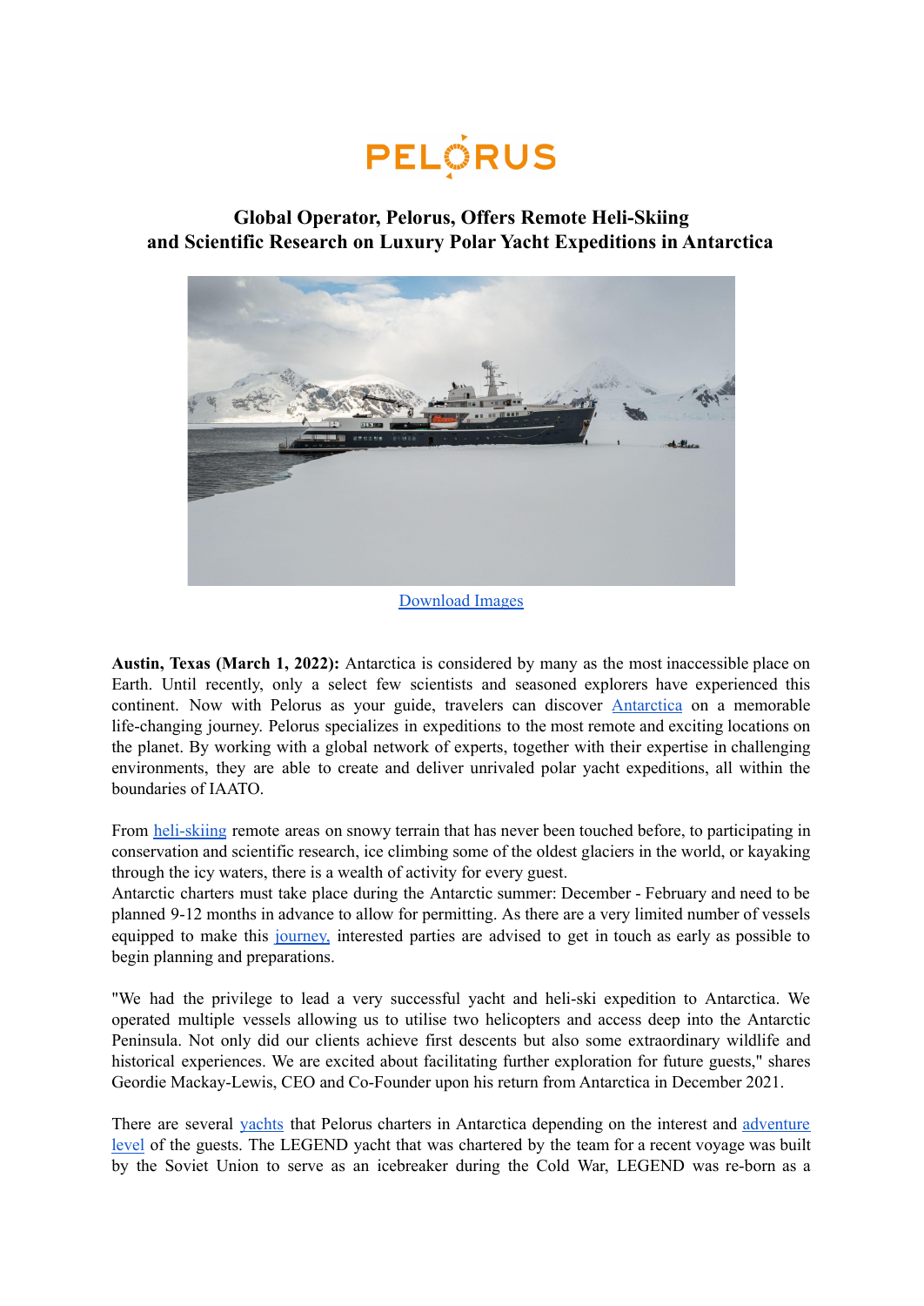PELORUS

## Global Operator, Pelorus, Offers Remote Heli-Skiing and Scientific Research on Luxury Polar Yacht Expeditions in Antarctica

Download Images

**Austin, Texas (March 1, 2022):** Antarctica is considered by many as the most inaccessible place on Earth. Until recently, only a select few scientists and seasoned explorers have experienced this continent. Now with Pelorus as your guide, travelers can discover Antarctica on a memorable life-changing journey. Pelorus specializes in expeditions to the most remote and exciting locations on the planet. By working with a global network of experts, together with their expertise in challenging environments, they are able to create and deliver unrivaled polar yacht expeditions, all within the boundaries of IAATO.

From heli-skiing remote areas on snowy terrain that has never been touched before, to participating in conservation and scientific research, ice climbing some of the oldest glaciers in the world, or kayaking through the icy waters, there is a wealth of activity for every guest.
Antarctic charters must take place during the Antarctic summer: December - February and need to be planned 9-12 months in advance to allow for permitting. As there are a very limited number of vessels equipped to make this journey, interested parties are advised to get in touch as early as possible to begin planning and preparations.

"We had the privilege to lead a very successful yacht and heli-ski expedition to Antarctica. We operated multiple vessels allowing us to utilise two helicopters and access deep into the Antarctic Peninsula. Not only did our clients achieve first descents but also some extraordinary wildlife and historical experiences. We are excited about facilitating further exploration for future guests," shares Geordie Mackay-Lewis, CEO and Co-Founder upon his return from Antarctica in December 2021.

There are several yachts that Pelorus charters in Antarctica depending on the interest and adventure level of the guests. The LEGEND yacht that was chartered by the team for a recent voyage was built by the Soviet Union to serve as an icebreaker during the Cold War, LEGEND was re-born as a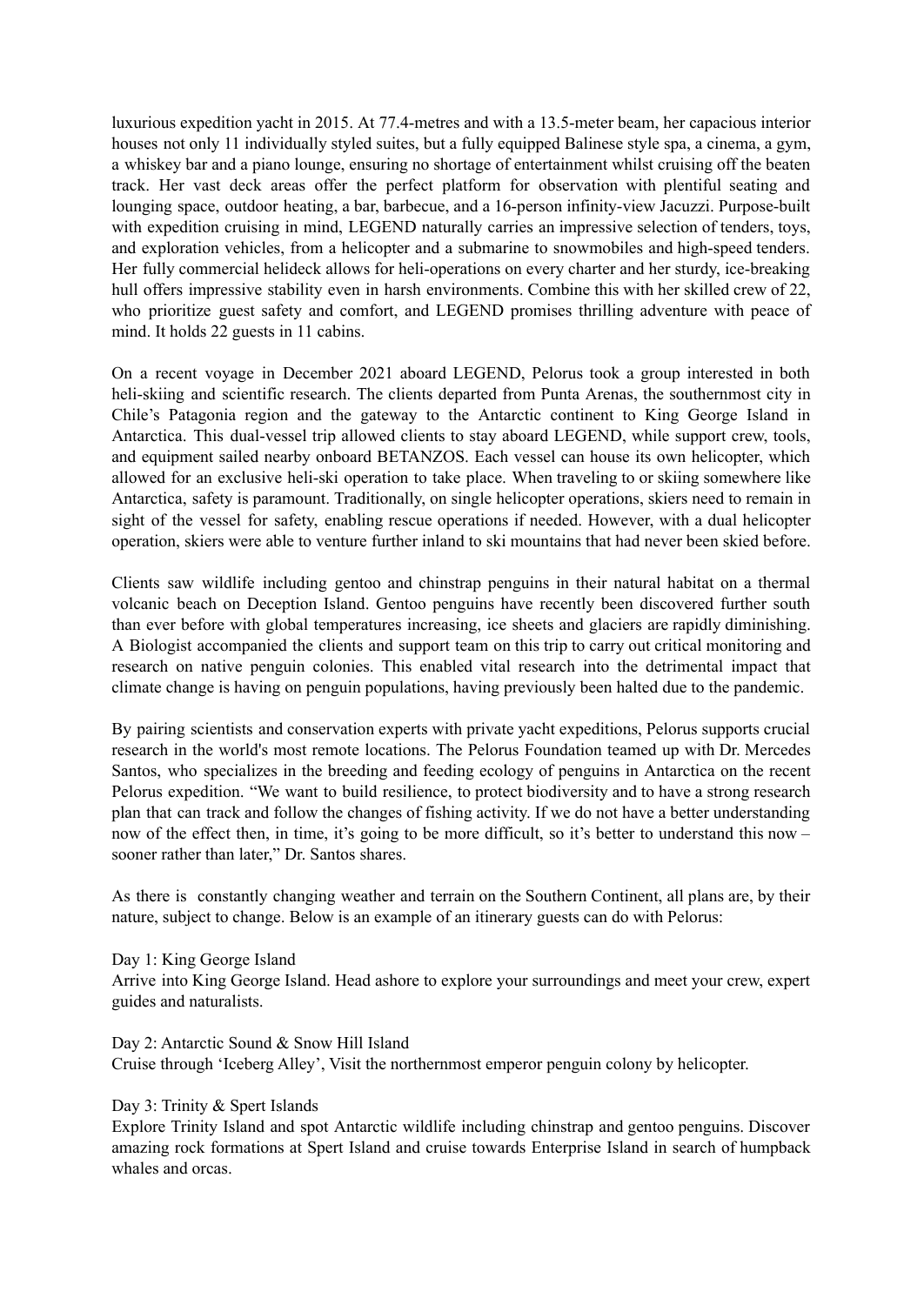luxurious expedition yacht in 2015. At 77.4-metres and with a 13.5-meter beam, her capacious interior houses not only 11 individually styled suites, but a fully equipped Balinese style spa, a cinema, a gym, a whiskey bar and a piano lounge, ensuring no shortage of entertainment whilst cruising off the beaten track. Her vast deck areas offer the perfect platform for observation with plentiful seating and lounging space, outdoor heating, a bar, barbecue, and a 16-person infinity-view Jacuzzi. Purpose-built with expedition cruising in mind, LEGEND naturally carries an impressive selection of tenders, toys, and exploration vehicles, from a helicopter and a submarine to snowmobiles and high-speed tenders. Her fully commercial helideck allows for heli-operations on every charter and her sturdy, ice-breaking hull offers impressive stability even in harsh environments. Combine this with her skilled crew of 22, who prioritize guest safety and comfort, and LEGEND promises thrilling adventure with peace of mind. It holds 22 guests in 11 cabins.

On a recent voyage in December 2021 aboard LEGEND, Pelorus took a group interested in both heli-skiing and scientific research. The clients departed from Punta Arenas, the southernmost city in Chile's Patagonia region and the gateway to the Antarctic continent to King George Island in Antarctica. This dual-vessel trip allowed clients to stay aboard LEGEND, while support crew, tools, and equipment sailed nearby onboard BETANZOS. Each vessel can house its own helicopter, which allowed for an exclusive heli-ski operation to take place. When traveling to or skiing somewhere like Antarctica, safety is paramount. Traditionally, on single helicopter operations, skiers need to remain in sight of the vessel for safety, enabling rescue operations if needed. However, with a dual helicopter operation, skiers were able to venture further inland to ski mountains that had never been skied before.

Clients saw wildlife including gentoo and chinstrap penguins in their natural habitat on a thermal volcanic beach on Deception Island. Gentoo penguins have recently been discovered further south than ever before with global temperatures increasing, ice sheets and glaciers are rapidly diminishing. A Biologist accompanied the clients and support team on this trip to carry out critical monitoring and research on native penguin colonies. This enabled vital research into the detrimental impact that climate change is having on penguin populations, having previously been halted due to the pandemic.

By pairing scientists and conservation experts with private yacht expeditions, Pelorus supports crucial research in the world's most remote locations. The Pelorus Foundation teamed up with Dr. Mercedes Santos, who specializes in the breeding and feeding ecology of penguins in Antarctica on the recent Pelorus expedition. "We want to build resilience, to protect biodiversity and to have a strong research plan that can track and follow the changes of fishing activity. If we do not have a better understanding now of the effect then, in time, it's going to be more difficult, so it's better to understand this now – sooner rather than later," Dr. Santos shares.

As there is constantly changing weather and terrain on the Southern Continent, all plans are, by their nature, subject to change. Below is an example of an itinerary guests can do with Pelorus:

Day 1: King George Island
Arrive into King George Island. Head ashore to explore your surroundings and meet your crew, expert guides and naturalists.

Day 2: Antarctic Sound & Snow Hill Island
Cruise through 'Iceberg Alley', Visit the northernmost emperor penguin colony by helicopter.

Day 3: Trinity & Spert Islands
Explore Trinity Island and spot Antarctic wildlife including chinstrap and gentoo penguins. Discover amazing rock formations at Spert Island and cruise towards Enterprise Island in search of humpback whales and orcas.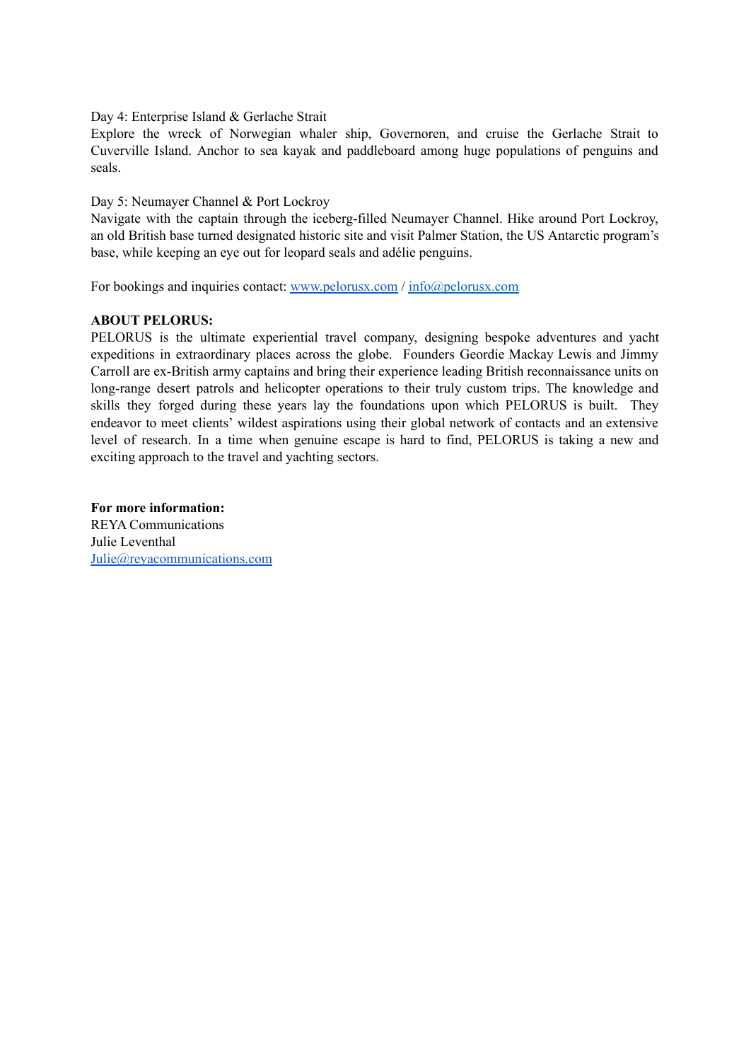Day 4: Enterprise Island & Gerlache Strait
Explore the wreck of Norwegian whaler ship, Governoren, and cruise the Gerlache Strait to Cuverville Island. Anchor to sea kayak and paddleboard among huge populations of penguins and seals.

Day 5: Neumayer Channel & Port Lockroy
Navigate with the captain through the iceberg-filled Neumayer Channel. Hike around Port Lockroy, an old British base turned designated historic site and visit Palmer Station, the US Antarctic program's base, while keeping an eye out for leopard seals and adélie penguins.

For bookings and inquiries contact: [www.pelorusx.com](http://www.pelorusx.com) / [info@pelorusx.com](mailto:info@pelorusx.com)

**ABOUT PELORUS:**
PELORUS is the ultimate experiential travel company, designing bespoke adventures and yacht expeditions in extraordinary places across the globe. Founders Geordie Mackay Lewis and Jimmy Carroll are ex-British army captains and bring their experience leading British reconnaissance units on long-range desert patrols and helicopter operations to their truly custom trips. The knowledge and skills they forged during these years lay the foundations upon which PELORUS is built. They endeavor to meet clients' wildest aspirations using their global network of contacts and an extensive level of research. In a time when genuine escape is hard to find, PELORUS is taking a new and exciting approach to the travel and yachting sectors.

**For more information:**
REYA Communications
Julie Leventhal
[Julie@reyacommunications.com](mailto:Julie@reyacommunications.com)